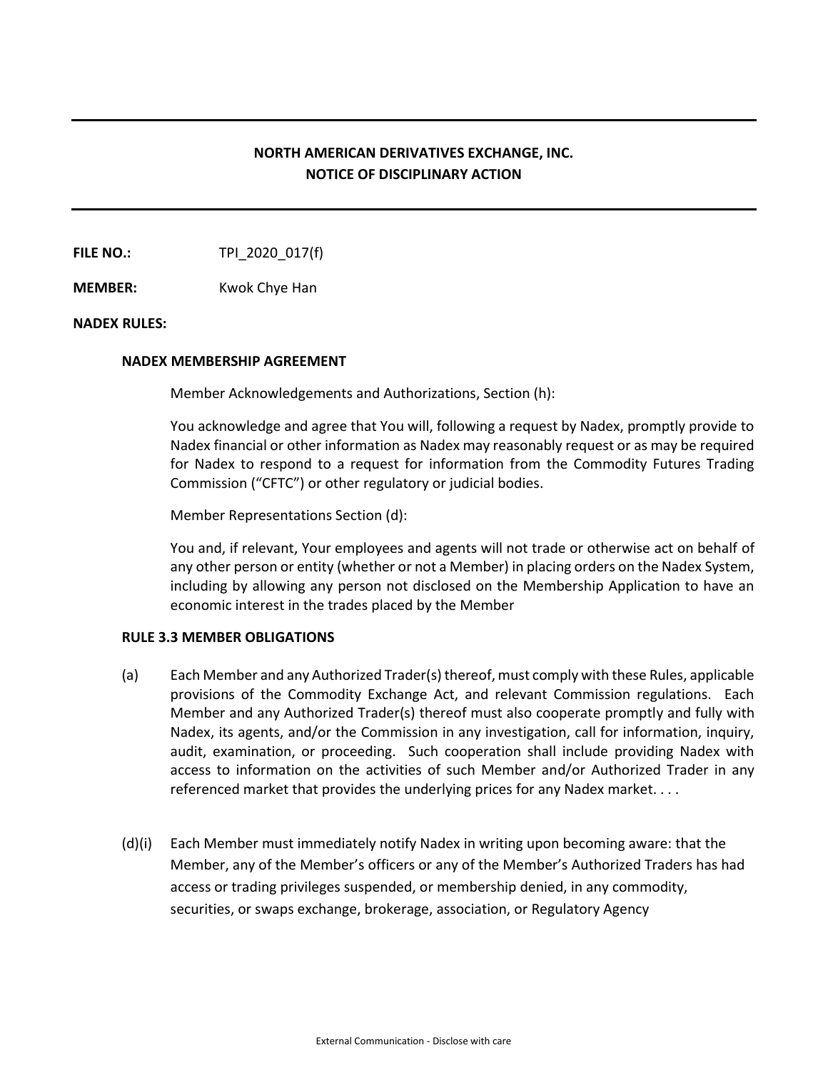# NORTH AMERICAN DERIVATIVES EXCHANGE, INC.
## NOTICE OF DISCIPLINARY ACTION

**FILE NO.:** TPI_2020_017(f)

**MEMBER:** Kwok Chye Han

**NADEX RULES:**

**NADEX MEMBERSHIP AGREEMENT**

Member Acknowledgements and Authorizations, Section (h):

You acknowledge and agree that You will, following a request by Nadex, promptly provide to Nadex financial or other information as Nadex may reasonably request or as may be required for Nadex to respond to a request for information from the Commodity Futures Trading Commission ("CFTC") or other regulatory or judicial bodies.

Member Representations Section (d):

You and, if relevant, Your employees and agents will not trade or otherwise act on behalf of any other person or entity (whether or not a Member) in placing orders on the Nadex System, including by allowing any person not disclosed on the Membership Application to have an economic interest in the trades placed by the Member

**RULE 3.3 MEMBER OBLIGATIONS**

(a) Each Member and any Authorized Trader(s) thereof, must comply with these Rules, applicable provisions of the Commodity Exchange Act, and relevant Commission regulations. Each Member and any Authorized Trader(s) thereof must also cooperate promptly and fully with Nadex, its agents, and/or the Commission in any investigation, call for information, inquiry, audit, examination, or proceeding. Such cooperation shall include providing Nadex with access to information on the activities of such Member and/or Authorized Trader in any referenced market that provides the underlying prices for any Nadex market. . . .

(d)(i) Each Member must immediately notify Nadex in writing upon becoming aware: that the Member, any of the Member's officers or any of the Member's Authorized Traders has had access or trading privileges suspended, or membership denied, in any commodity, securities, or swaps exchange, brokerage, association, or Regulatory Agency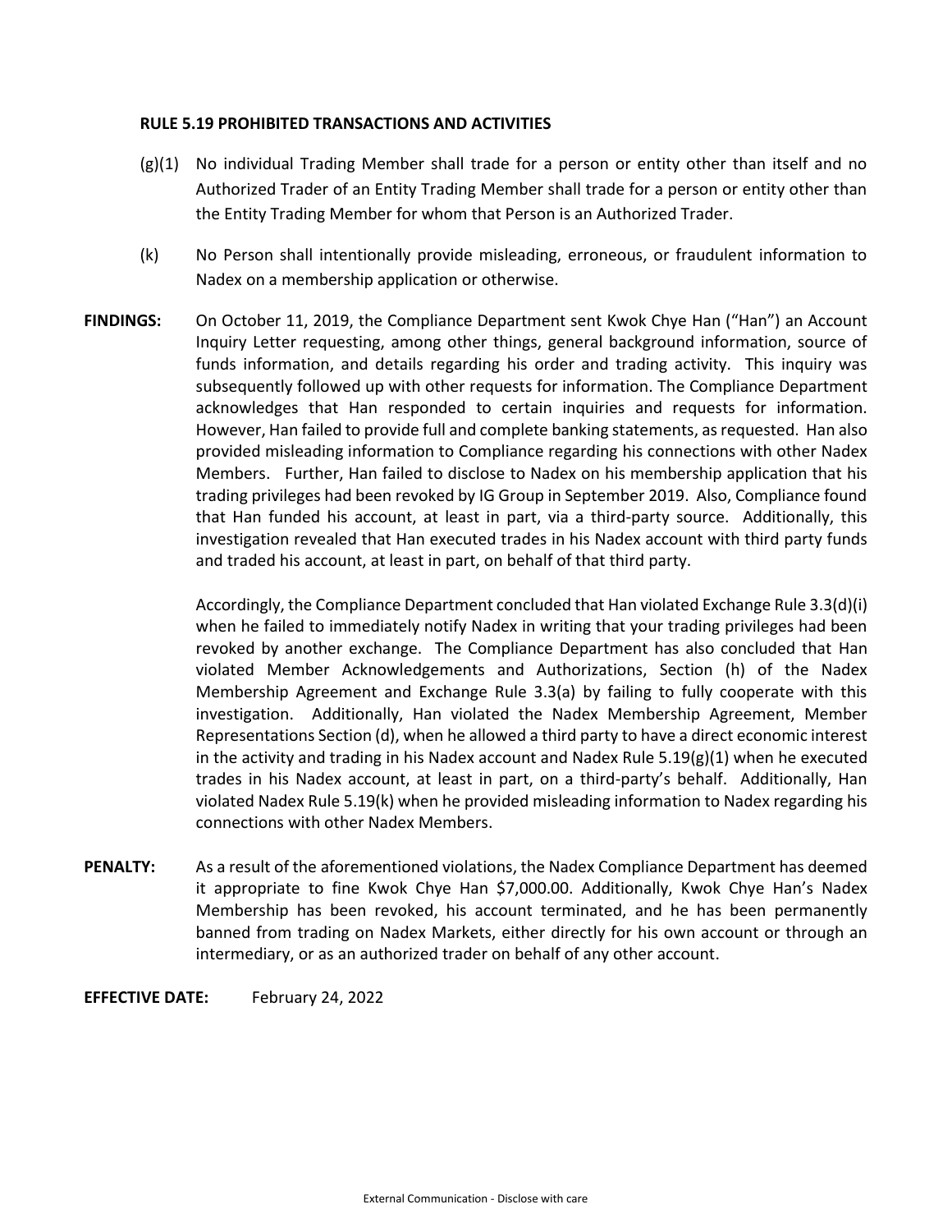**RULE 5.19 PROHIBITED TRANSACTIONS AND ACTIVITIES**

(g)(1) No individual Trading Member shall trade for a person or entity other than itself and no Authorized Trader of an Entity Trading Member shall trade for a person or entity other than the Entity Trading Member for whom that Person is an Authorized Trader.

(k) No Person shall intentionally provide misleading, erroneous, or fraudulent information to Nadex on a membership application or otherwise.

**FINDINGS:** On October 11, 2019, the Compliance Department sent Kwok Chye Han ("Han") an Account Inquiry Letter requesting, among other things, general background information, source of funds information, and details regarding his order and trading activity. This inquiry was subsequently followed up with other requests for information. The Compliance Department acknowledges that Han responded to certain inquiries and requests for information. However, Han failed to provide full and complete banking statements, as requested. Han also provided misleading information to Compliance regarding his connections with other Nadex Members. Further, Han failed to disclose to Nadex on his membership application that his trading privileges had been revoked by IG Group in September 2019. Also, Compliance found that Han funded his account, at least in part, via a third-party source. Additionally, this investigation revealed that Han executed trades in his Nadex account with third party funds and traded his account, at least in part, on behalf of that third party.

Accordingly, the Compliance Department concluded that Han violated Exchange Rule 3.3(d)(i) when he failed to immediately notify Nadex in writing that your trading privileges had been revoked by another exchange. The Compliance Department has also concluded that Han violated Member Acknowledgements and Authorizations, Section (h) of the Nadex Membership Agreement and Exchange Rule 3.3(a) by failing to fully cooperate with this investigation. Additionally, Han violated the Nadex Membership Agreement, Member Representations Section (d), when he allowed a third party to have a direct economic interest in the activity and trading in his Nadex account and Nadex Rule 5.19(g)(1) when he executed trades in his Nadex account, at least in part, on a third-party's behalf. Additionally, Han violated Nadex Rule 5.19(k) when he provided misleading information to Nadex regarding his connections with other Nadex Members.

**PENALTY:** As a result of the aforementioned violations, the Nadex Compliance Department has deemed it appropriate to fine Kwok Chye Han $7,000.00. Additionally, Kwok Chye Han's Nadex Membership has been revoked, his account terminated, and he has been permanently banned from trading on Nadex Markets, either directly for his own account or through an intermediary, or as an authorized trader on behalf of any other account.

**EFFECTIVE DATE:** February 24, 2022